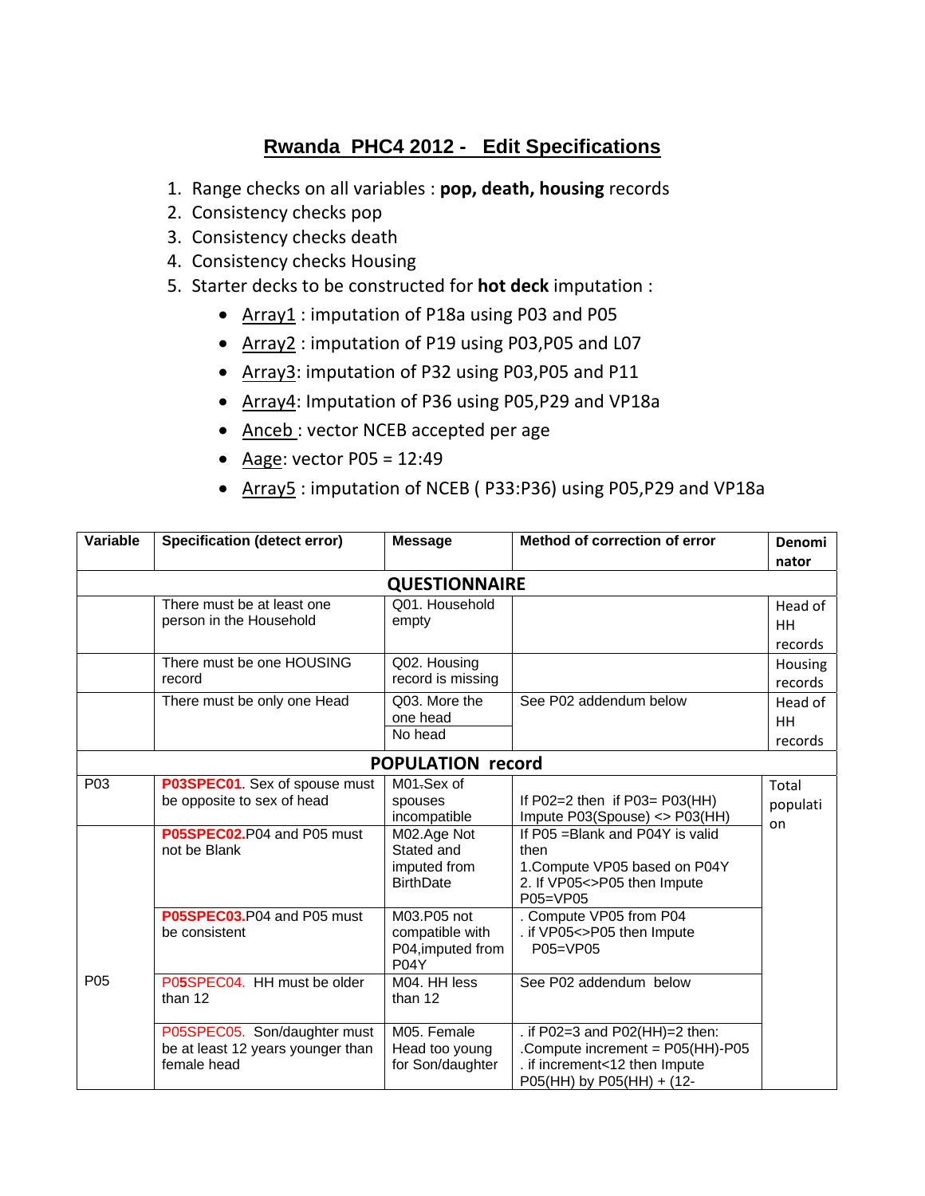# Rwanda PHC4 2012 - Edit Specifications

1. Range checks on all variables : **pop, death, housing** records
2. Consistency checks pop
3. Consistency checks death
4. Consistency checks Housing
5. Starter decks to be constructed for **hot deck** imputation :
   - Array1 : imputation of P18a using P03 and P05
   - Array2 : imputation of P19 using P03,P05 and L07
   - Array3: imputation of P32 using P03,P05 and P11
   - Array4: Imputation of P36 using P05,P29 and VP18a
   - Anceb : vector NCEB accepted per age
   - Aage: vector P05 = 12:49
   - Array5 : imputation of NCEB ( P33:P36) using P05,P29 and VP18a

| Variable | Specification (detect error) | Message | Method of correction of error | Denominator |
|---|---|---|---|---|
| **QUESTIONNAIRE** | | | | |
| | There must be at least one person in the Household | Q01. Household empty | | Head of HH records |
| | There must be one HOUSING record | Q02. Housing record is missing | | Housing records |
| | There must be only one Head | Q03. More the one head<br>No head | See P02 addendum below | Head of HH records |
| **POPULATION record** | | | | |
| P03 | **P03SPEC01**. Sex of spouse must be opposite to sex of head | M01.Sex of spouses incompatible | If P02=2 then if P03= P03(HH) Impute P03(Spouse) <> P03(HH) | Total population |
| P05 | **P05SPEC02.**P04 and P05 must not be Blank | M02.Age Not Stated and imputed from BirthDate | If P05 =Blank and P04Y is valid then<br>1.Compute VP05 based on P04Y<br>2. If VP05<>P05 then Impute P05=VP05 | |
| | **P05SPEC03.**P04 and P05 must be consistent | M03.P05 not compatible with P04,imputed from P04Y | . Compute VP05 from P04<br>. if VP05<>P05 then Impute P05=VP05 | |
| | P05SPEC04. HH must be older than 12 | M04. HH less than 12 | See P02 addendum below | |
| | P05SPEC05. Son/daughter must be at least 12 years younger than female head | M05. Female Head too young for Son/daughter | . if P02=3 and P02(HH)=2 then:<br>.Compute increment = P05(HH)-P05<br>. if increment<12 then Impute P05(HH) by P05(HH) + (12- | |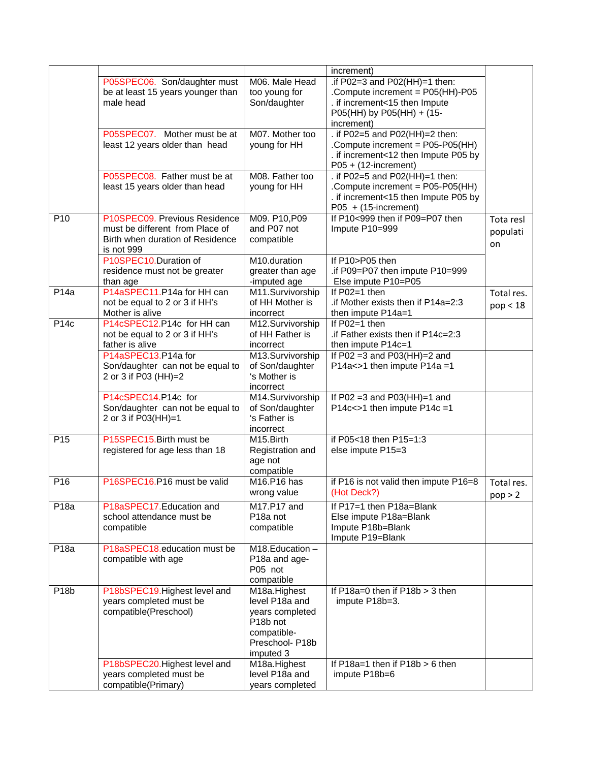| | | | | |
|---|---|---|---|---|
| | | | increment) | |
| | P05SPEC06. Son/daughter must be at least 15 years younger than male head | M06. Male Head too young for Son/daughter | .if P02=3 and P02(HH)=1 then: .Compute increment = P05(HH)-P05 . if increment<15 then Impute P05(HH) by P05(HH) + (15-increment) | |
| | P05SPEC07. Mother must be at least 12 years older than head | M07. Mother too young for HH | . if P02=5 and P02(HH)=2 then: .Compute increment = P05-P05(HH) . if increment<12 then Impute P05 by P05 + (12-increment) | |
| | P05SPEC08. Father must be at least 15 years older than head | M08. Father too young for HH | . if P02=5 and P02(HH)=1 then: .Compute increment = P05-P05(HH) . if increment<15 then Impute P05 by P05 + (15-increment) | |
| P10 | P10SPEC09. Previous Residence must be different from Place of Birth when duration of Residence is not 999 | M09. P10,P09 and P07 not compatible | If P10<999 then if P09=P07 then Impute P10=999 | Tota resl population |
| | P10SPEC10.Duration of residence must not be greater than age | M10.duration greater than age -imputed age | If P10>P05 then .if P09=P07 then impute P10=999 Else impute P10=P05 | |
| P14a | P14aSPEC11.P14a for HH can not be equal to 2 or 3 if HH's Mother is alive | M11.Survivorship of HH Mother is incorrect | If P02=1 then .if Mother exists then if P14a=2:3 then impute P14a=1 | Total res. pop < 18 |
| P14c | P14cSPEC12.P14c for HH can not be equal to 2 or 3 if HH's father is alive | M12.Survivorship of HH Father is incorrect | If P02=1 then .if Father exists then if P14c=2:3 then impute P14c=1 | |
| | P14aSPEC13.P14a for Son/daughter can not be equal to 2 or 3 if P03 (HH)=2 | M13.Survivorship of Son/daughter 's Mother is incorrect | If P02 =3 and P03(HH)=2 and P14a<>1 then impute P14a =1 | |
| | P14cSPEC14.P14c for Son/daughter can not be equal to 2 or 3 if P03(HH)=1 | M14.Survivorship of Son/daughter 's Father is incorrect | If P02 =3 and P03(HH)=1 and P14c<>1 then impute P14c =1 | |
| P15 | P15SPEC15.Birth must be registered for age less than 18 | M15.Birth Registration and age not compatible | if P05<18 then P15=1:3 else impute P15=3 | |
| P16 | P16SPEC16.P16 must be valid | M16.P16 has wrong value | if P16 is not valid then impute P16=8 (Hot Deck?) | Total res. pop > 2 |
| P18a | P18aSPEC17.Education and school attendance must be compatible | M17.P17 and P18a not compatible | If P17=1 then P18a=Blank Else impute P18a=Blank Impute P18b=Blank Impute P19=Blank | |
| P18a | P18aSPEC18.education must be compatible with age | M18.Education – P18a and age-P05 not compatible | | |
| P18b | P18bSPEC19.Highest level and years completed must be compatible(Preschool) | M18a.Highest level P18a and years completed P18b not compatible-Preschool- P18b imputed 3 | If P18a=0 then if P18b > 3 then impute P18b=3. | |
| | P18bSPEC20.Highest level and years completed must be compatible(Primary) | M18a.Highest level P18a and years completed | If P18a=1 then if P18b > 6 then impute P18b=6 | |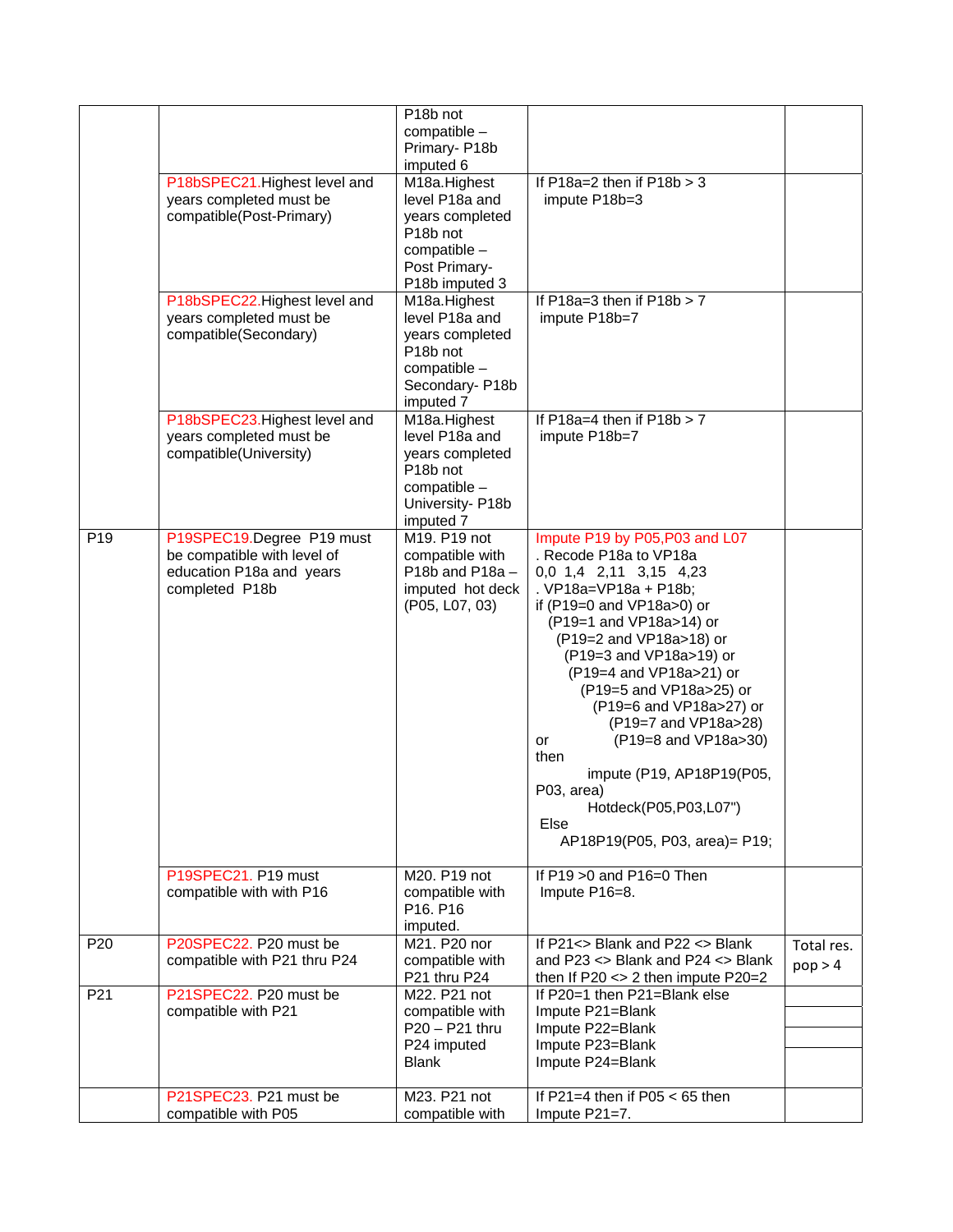| | | | | |
|---|---|---|---|---|
| | | P18b not compatible – Primary- P18b imputed 6 | | |
| | P18bSPEC21.Highest level and years completed must be compatible(Post-Primary) | M18a.Highest level P18a and years completed P18b not compatible – Post Primary- P18b imputed 3 | If P18a=2 then if P18b > 3 impute P18b=3 | |
| | P18bSPEC22.Highest level and years completed must be compatible(Secondary) | M18a.Highest level P18a and years completed P18b not compatible – Secondary- P18b imputed 7 | If P18a=3 then if P18b > 7 impute P18b=7 | |
| | P18bSPEC23.Highest level and years completed must be compatible(University) | M18a.Highest level P18a and years completed P18b not compatible – University- P18b imputed 7 | If P18a=4 then if P18b > 7 impute P18b=7 | |
| P19 | P19SPEC19.Degree P19 must be compatible with level of education P18a and years completed P18b | M19. P19 not compatible with P18b and P18a – imputed hot deck (P05, L07, 03) | Impute P19 by P05,P03 and L07<br>. Recode P18a to VP18a<br>0,0 1,4 2,11 3,15 4,23<br>. VP18a=VP18a + P18b;<br>if (P19=0 and VP18a>0) or<br>(P19=1 and VP18a>14) or<br>(P19=2 and VP18a>18) or<br>(P19=3 and VP18a>19) or<br>(P19=4 and VP18a>21) or<br>(P19=5 and VP18a>25) or<br>(P19=6 and VP18a>27) or<br>(P19=7 and VP18a>28)<br>or (P19=8 and VP18a>30)<br>then<br>impute (P19, AP18P19(P05, P03, area)<br>Hotdeck(P05,P03,L07")<br>Else<br>AP18P19(P05, P03, area)= P19; | |
| | P19SPEC21. P19 must compatible with with P16 | M20. P19 not compatible with P16. P16 imputed. | If P19 >0 and P16=0 Then Impute P16=8. | |
| P20 | P20SPEC22. P20 must be compatible with P21 thru P24 | M21. P20 nor compatible with P21 thru P24 | If P21<> Blank and P22 <> Blank and P23 <> Blank and P24 <> Blank then If P20 <> 2 then impute P20=2 | Total res. pop > 4 |
| P21 | P21SPEC22. P20 must be compatible with P21 | M22. P21 not compatible with P20 – P21 thru P24 imputed Blank | If P20=1 then P21=Blank else<br>Impute P21=Blank<br>Impute P22=Blank<br>Impute P23=Blank<br>Impute P24=Blank | |
| | P21SPEC23. P21 must be compatible with P05 | M23. P21 not compatible with | If P21=4 then if P05 < 65 then Impute P21=7. | |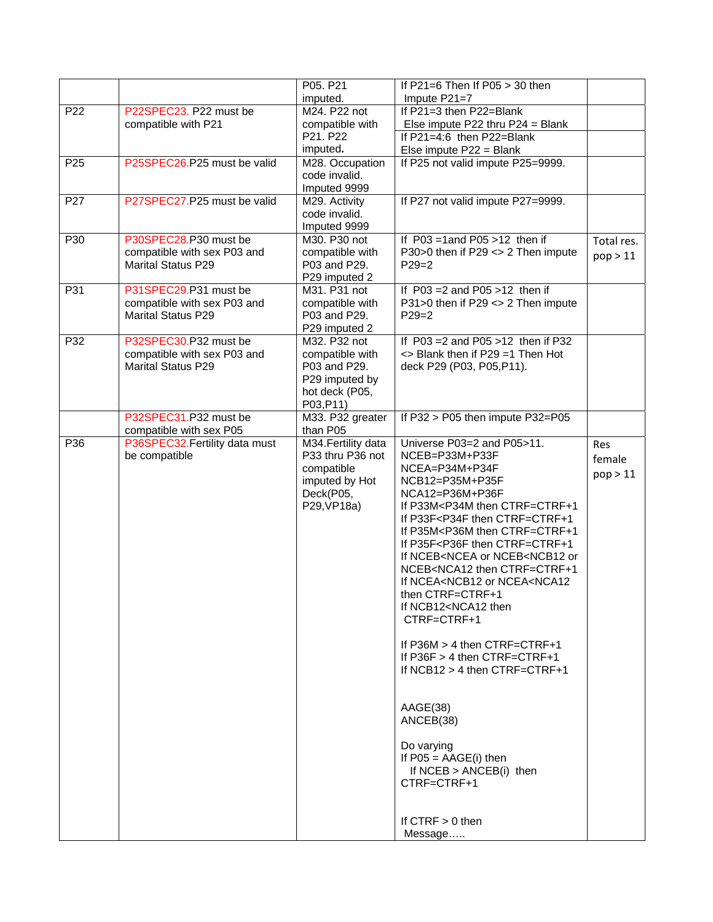| | | | | |
|---|---|---|---|---|
| | | P05. P21 imputed. | If P21=6 Then If P05 > 30 then Impute P21=7 | |
| P22 | P22SPEC23. P22 must be compatible with P21 | M24. P22 not compatible with P21. P22 imputed. | If P21=3 then P22=Blank Else impute P22 thru P24 = Blank<br>If P21=4:6 then P22=Blank Else impute P22 = Blank | |
| P25 | P25SPEC26.P25 must be valid | M28. Occupation code invalid. Imputed 9999 | If P25 not valid impute P25=9999. | |
| P27 | P27SPEC27.P25 must be valid | M29. Activity code invalid. Imputed 9999 | If P27 not valid impute P27=9999. | |
| P30 | P30SPEC28.P30 must be compatible with sex P03 and Marital Status P29 | M30. P30 not compatible with P03 and P29. P29 imputed 2 | If P03 =1and P05 >12 then if P30>0 then if P29 <> 2 Then impute P29=2 | Total res. pop > 11 |
| P31 | P31SPEC29.P31 must be compatible with sex P03 and Marital Status P29 | M31. P31 not compatible with P03 and P29. P29 imputed 2 | If P03 =2 and P05 >12 then if P31>0 then if P29 <> 2 Then impute P29=2 | |
| P32 | P32SPEC30.P32 must be compatible with sex P03 and Marital Status P29 | M32. P32 not compatible with P03 and P29. P29 imputed by hot deck (P05, P03,P11) | If P03 =2 and P05 >12 then if P32 <> Blank then if P29 =1 Then Hot deck P29 (P03, P05,P11). | |
| | P32SPEC31.P32 must be compatible with sex P05 | M33. P32 greater than P05 | If P32 > P05 then impute P32=P05 | |
| P36 | P36SPEC32.Fertility data must be compatible | M34.Fertility data P33 thru P36 not compatible imputed by Hot Deck(P05, P29,VP18a) | Universe P03=2 and P05>11.<br>NCEB=P33M+P33F<br>NCEA=P34M+P34F<br>NCB12=P35M+P35F<br>NCA12=P36M+P36F<br>If P33M<P34M then CTRF=CTRF+1<br>If P33F<P34F then CTRF=CTRF+1<br>If P35M<P36M then CTRF=CTRF+1<br>If P35F<P36F then CTRF=CTRF+1<br>If NCEB<NCEA or NCEB<NCB12 or NCEB<NCA12 then CTRF=CTRF+1<br>If NCEA<NCB12 or NCEA<NCA12 then CTRF=CTRF+1<br>If NCB12<NCA12 then CTRF=CTRF+1<br><br>If P36M > 4 then CTRF=CTRF+1<br>If P36F > 4 then CTRF=CTRF+1<br>If NCB12 > 4 then CTRF=CTRF+1<br><br>AAGE(38)<br>ANCEB(38)<br><br>Do varying<br>If P05 = AAGE(i) then<br>If NCEB > ANCEB(i) then CTRF=CTRF+1<br><br>If CTRF > 0 then<br>Message….. | Res female pop > 11 |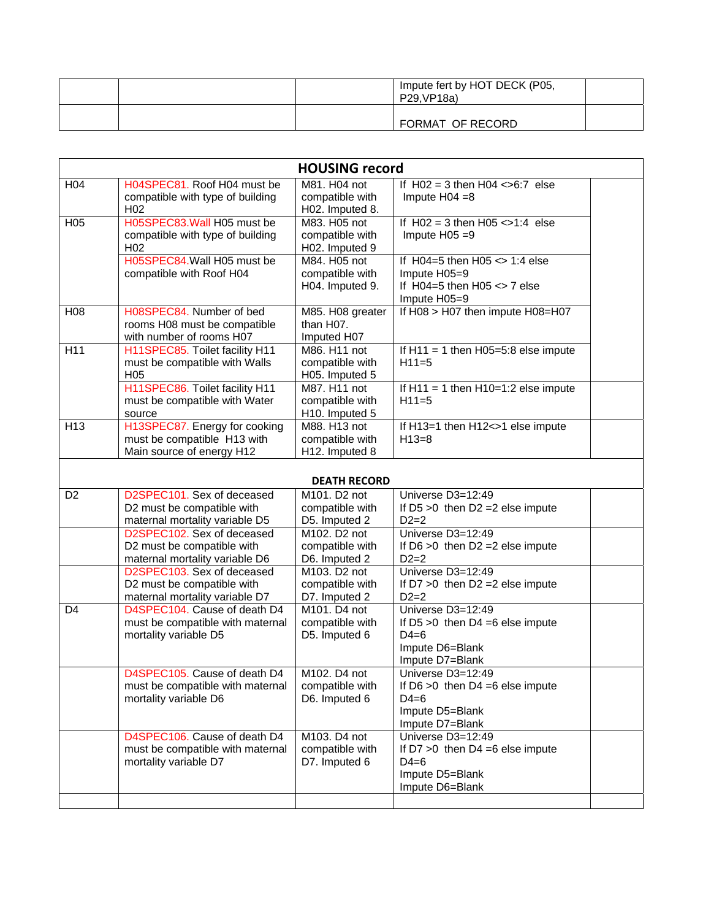| | | | | |
|---|---|---|---|---|
| | | | Impute fert by HOT DECK (P05, P29,VP18a) | |
| | | | FORMAT OF RECORD | |

| **HOUSING record** | | | | |
|---|---|---|---|---|
| H04 | H04SPEC81. Roof H04 must be compatible with type of building H02 | M81. H04 not compatible with H02. Imputed 8. | If H02 = 3 then H04 <>6:7 else Impute H04 =8 | |
| H05 | H05SPEC83.Wall H05 must be compatible with type of building H02 | M83. H05 not compatible with H02. Imputed 9 | If H02 = 3 then H05 <>1:4 else Impute H05 =9 | |
| | H05SPEC84.Wall H05 must be compatible with Roof H04 | M84. H05 not compatible with H04. Imputed 9. | If H04=5 then H05 <> 1:4 else Impute H05=9<br>If H04=5 then H05 <> 7 else Impute H05=9 | |
| H08 | H08SPEC84. Number of bed rooms H08 must be compatible with number of rooms H07 | M85. H08 greater than H07. Imputed H07 | If H08 > H07 then impute H08=H07 | |
| H11 | H11SPEC85. Toilet facility H11 must be compatible with Walls H05 | M86. H11 not compatible with H05. Imputed 5 | If H11 = 1 then H05=5:8 else impute H11=5 | |
| | H11SPEC86. Toilet facility H11 must be compatible with Water source | M87. H11 not compatible with H10. Imputed 5 | If H11 = 1 then H10=1:2 else impute H11=5 | |
| H13 | H13SPEC87. Energy for cooking must be compatible H13 with Main source of energy H12 | M88. H13 not compatible with H12. Imputed 8 | If H13=1 then H12<>1 else impute H13=8 | |
| **DEATH RECORD** | | | | |
| D2 | D2SPEC101. Sex of deceased D2 must be compatible with maternal mortality variable D5 | M101. D2 not compatible with D5. Imputed 2 | Universe D3=12:49<br>If D5 >0 then D2 =2 else impute D2=2 | |
| | D2SPEC102. Sex of deceased D2 must be compatible with maternal mortality variable D6 | M102. D2 not compatible with D6. Imputed 2 | Universe D3=12:49<br>If D6 >0 then D2 =2 else impute D2=2 | |
| | D2SPEC103. Sex of deceased D2 must be compatible with maternal mortality variable D7 | M103. D2 not compatible with D7. Imputed 2 | Universe D3=12:49<br>If D7 >0 then D2 =2 else impute D2=2 | |
| D4 | D4SPEC104. Cause of death D4 must be compatible with maternal mortality variable D5 | M101. D4 not compatible with D5. Imputed 6 | Universe D3=12:49<br>If D5 >0 then D4 =6 else impute D4=6<br>Impute D6=Blank<br>Impute D7=Blank | |
| | D4SPEC105. Cause of death D4 must be compatible with maternal mortality variable D6 | M102. D4 not compatible with D6. Imputed 6 | Universe D3=12:49<br>If D6 >0 then D4 =6 else impute D4=6<br>Impute D5=Blank<br>Impute D7=Blank | |
| | D4SPEC106. Cause of death D4 must be compatible with maternal mortality variable D7 | M103. D4 not compatible with D7. Imputed 6 | Universe D3=12:49<br>If D7 >0 then D4 =6 else impute D4=6<br>Impute D5=Blank<br>Impute D6=Blank | |
| | | | | |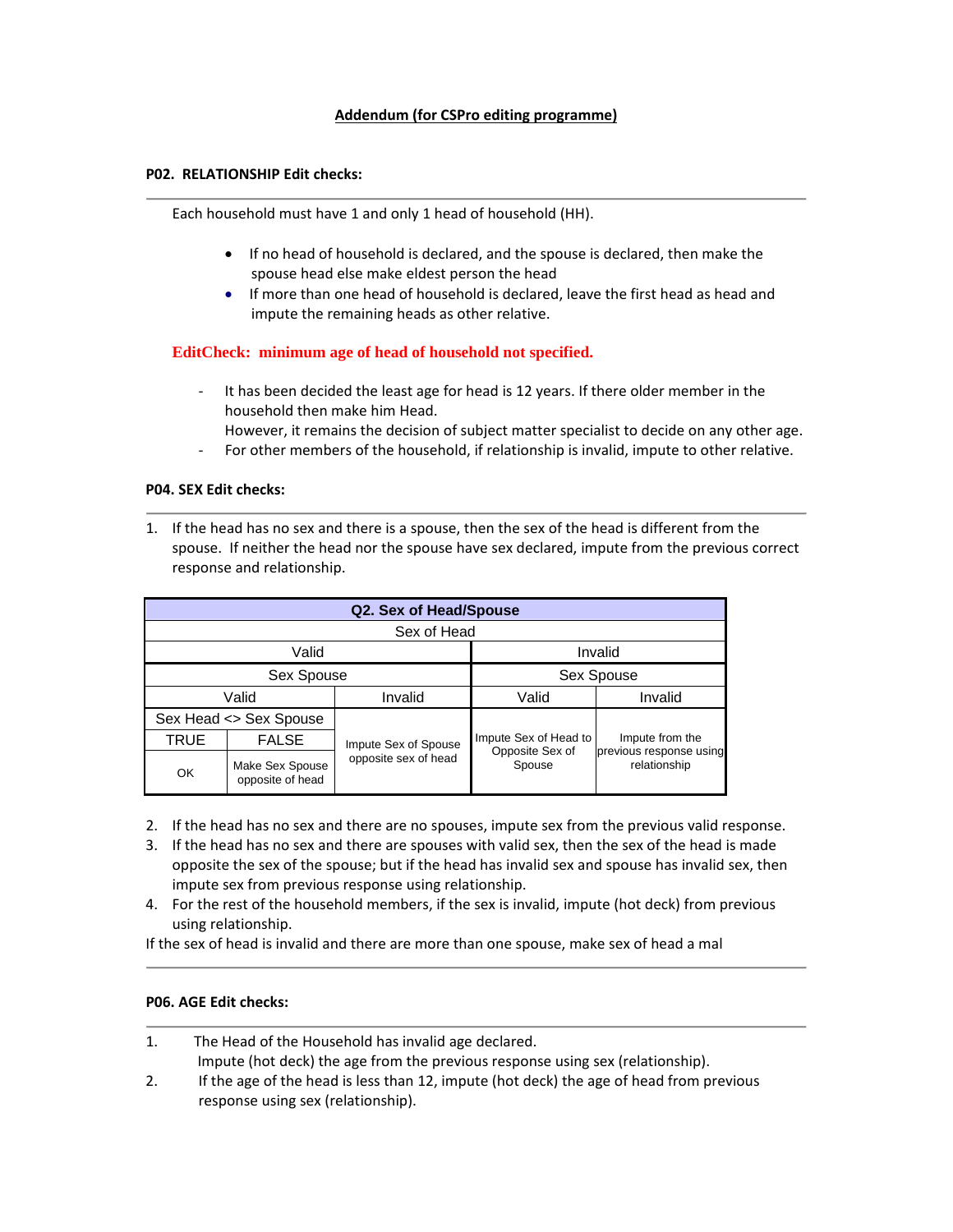**Addendum (for CSPro editing programme)**

**P02. RELATIONSHIP Edit checks:**

---

Each household must have 1 and only 1 head of household (HH).

- If no head of household is declared, and the spouse is declared, then make the spouse head else make eldest person the head
- If more than one head of household is declared, leave the first head as head and impute the remaining heads as other relative.

**EditCheck: minimum age of head of household not specified.**

- It has been decided the least age for head is 12 years. If there older member in the household then make him Head.
  However, it remains the decision of subject matter specialist to decide on any other age.
- For other members of the household, if relationship is invalid, impute to other relative.

**P04. SEX Edit checks:**

---

1. If the head has no sex and there is a spouse, then the sex of the head is different from the spouse. If neither the head nor the spouse have sex declared, impute from the previous correct response and relationship.

| Q2. Sex of Head/Spouse | | | | |
|---|---|---|---|---|
| Sex of Head | | | | |
| Valid | | | Invalid | |
| Sex Spouse | | | Sex Spouse | |
| Valid | | Invalid | Valid | Invalid |
| Sex Head <> Sex Spouse | | Impute Sex of Spouse opposite sex of head | Impute Sex of Head to Opposite Sex of Spouse | Impute from the previous response using relationship |
| TRUE | FALSE | | | |
| OK | Make Sex Spouse opposite of head | | | |

2. If the head has no sex and there are no spouses, impute sex from the previous valid response.
3. If the head has no sex and there are spouses with valid sex, then the sex of the head is made opposite the sex of the spouse; but if the head has invalid sex and spouse has invalid sex, then impute sex from previous response using relationship.
4. For the rest of the household members, if the sex is invalid, impute (hot deck) from previous using relationship.

If the sex of head is invalid and there are more than one spouse, make sex of head a mal

---

**P06. AGE Edit checks:**

---

1. The Head of the Household has invalid age declared.
   Impute (hot deck) the age from the previous response using sex (relationship).
2. If the age of the head is less than 12, impute (hot deck) the age of head from previous response using sex (relationship).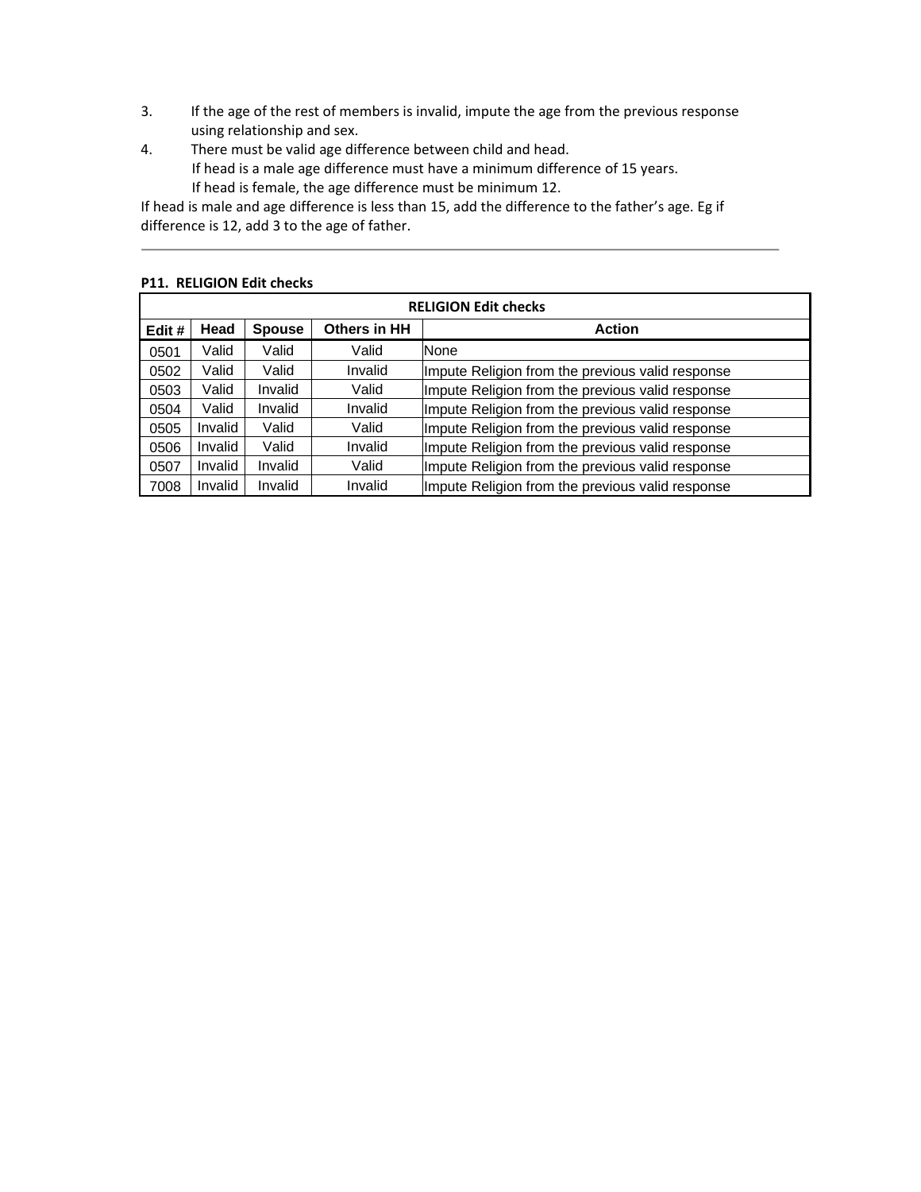3. If the age of the rest of members is invalid, impute the age from the previous response using relationship and sex.
4. There must be valid age difference between child and head.
   If head is a male age difference must have a minimum difference of 15 years.
   If head is female, the age difference must be minimum 12.

If head is male and age difference is less than 15, add the difference to the father's age. Eg if difference is 12, add 3 to the age of father.

---

**P11. RELIGION Edit checks**

| RELIGION Edit checks | | | | |
|---|---|---|---|---|
| **Edit #** | **Head** | **Spouse** | **Others in HH** | **Action** |
| 0501 | Valid | Valid | Valid | None |
| 0502 | Valid | Valid | Invalid | Impute Religion from the previous valid response |
| 0503 | Valid | Invalid | Valid | Impute Religion from the previous valid response |
| 0504 | Valid | Invalid | Invalid | Impute Religion from the previous valid response |
| 0505 | Invalid | Valid | Valid | Impute Religion from the previous valid response |
| 0506 | Invalid | Valid | Invalid | Impute Religion from the previous valid response |
| 0507 | Invalid | Invalid | Valid | Impute Religion from the previous valid response |
| 7008 | Invalid | Invalid | Invalid | Impute Religion from the previous valid response |